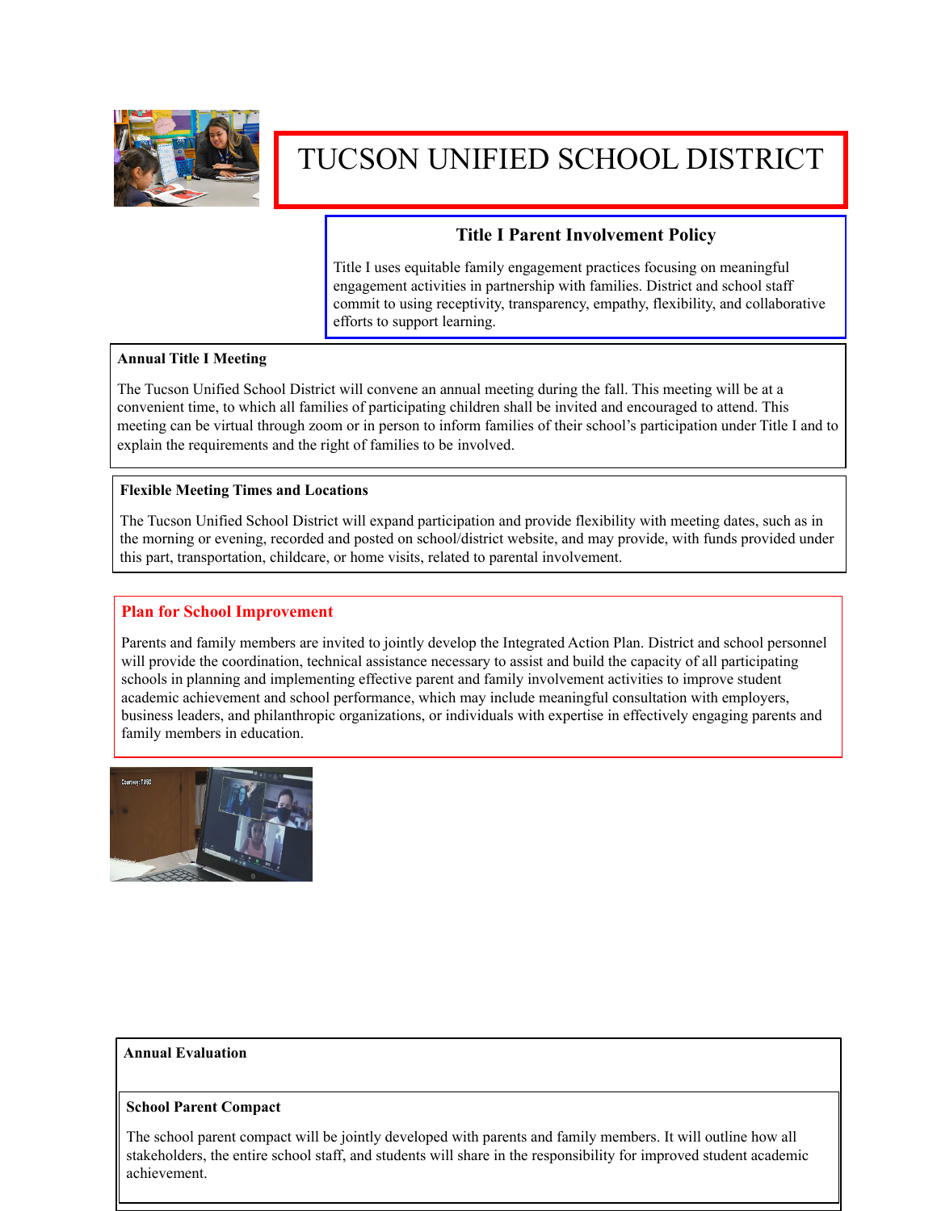# TUCSON UNIFIED SCHOOL DISTRICT

## Title I Parent Involvement Policy

Title I uses equitable family engagement practices focusing on meaningful engagement activities in partnership with families. District and school staff commit to using receptivity, transparency, empathy, flexibility, and collaborative efforts to support learning.

### Annual Title I Meeting

The Tucson Unified School District will convene an annual meeting during the fall. This meeting will be at a convenient time, to which all families of participating children shall be invited and encouraged to attend. This meeting can be virtual through zoom or in person to inform families of their school's participation under Title I and to explain the requirements and the right of families to be involved.

### Flexible Meeting Times and Locations

The Tucson Unified School District will expand participation and provide flexibility with meeting dates, such as in the morning or evening, recorded and posted on school/district website, and may provide, with funds provided under this part, transportation, childcare, or home visits, related to parental involvement.

### Plan for School Improvement

Parents and family members are invited to jointly develop the Integrated Action Plan. District and school personnel will provide the coordination, technical assistance necessary to assist and build the capacity of all participating schools in planning and implementing effective parent and family involvement activities to improve student academic achievement and school performance, which may include meaningful consultation with employers, business leaders, and philanthropic organizations, or individuals with expertise in effectively engaging parents and family members in education.

### Annual Evaluation

### School Parent Compact

The school parent compact will be jointly developed with parents and family members. It will outline how all stakeholders, the entire school staff, and students will share in the responsibility for improved student academic achievement.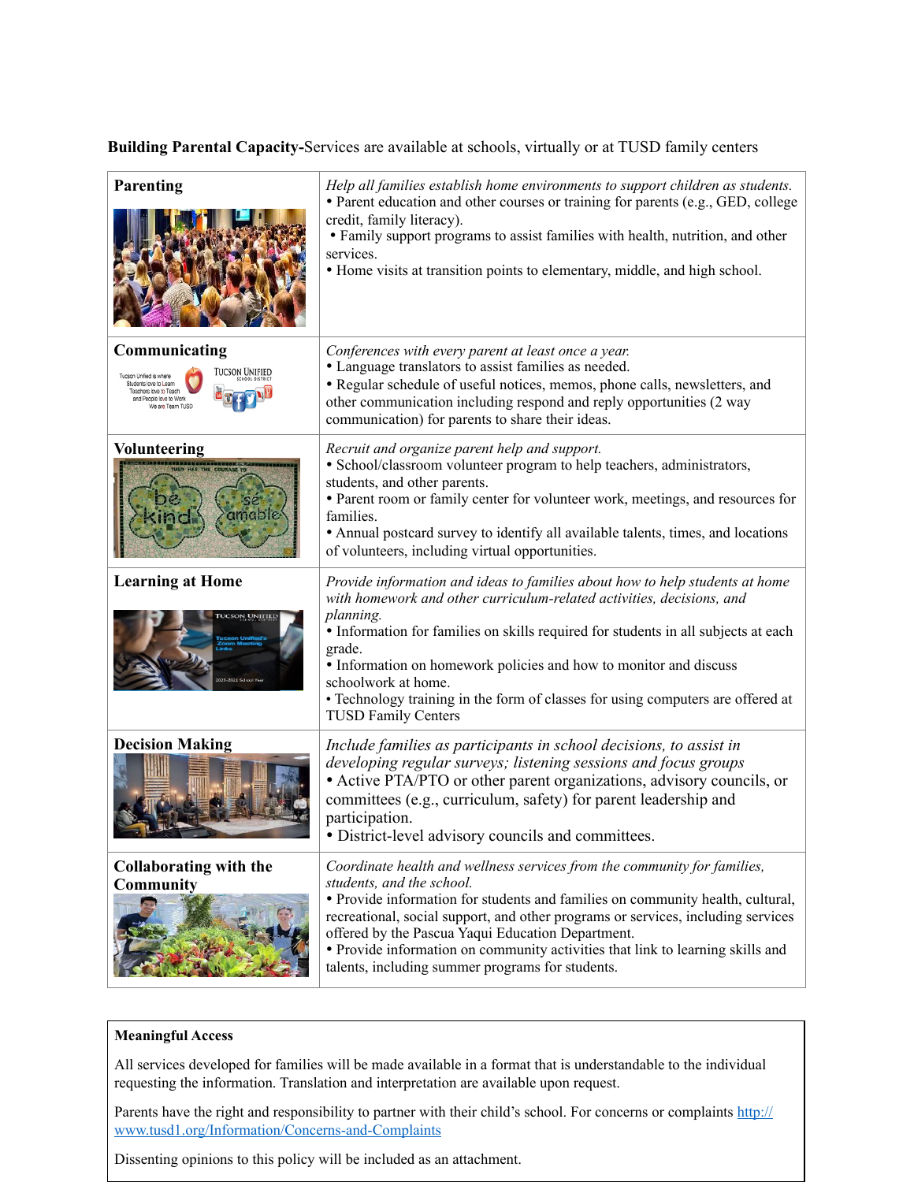**Building Parental Capacity-**Services are available at schools, virtually or at TUSD family centers

| | |
|---|---|
| **Parenting** | *Help all families establish home environments to support children as students.*<br>• Parent education and other courses or training for parents (e.g., GED, college credit, family literacy).<br>• Family support programs to assist families with health, nutrition, and other services.<br>• Home visits at transition points to elementary, middle, and high school. |
| **Communicating** | *Conferences with every parent at least once a year.*<br>• Language translators to assist families as needed.<br>• Regular schedule of useful notices, memos, phone calls, newsletters, and other communication including respond and reply opportunities (2 way communication) for parents to share their ideas. |
| **Volunteering** | *Recruit and organize parent help and support.*<br>• School/classroom volunteer program to help teachers, administrators, students, and other parents.<br>• Parent room or family center for volunteer work, meetings, and resources for families.<br>• Annual postcard survey to identify all available talents, times, and locations of volunteers, including virtual opportunities. |
| **Learning at Home** | *Provide information and ideas to families about how to help students at home with homework and other curriculum-related activities, decisions, and planning.*<br>• Information for families on skills required for students in all subjects at each grade.<br>• Information on homework policies and how to monitor and discuss schoolwork at home.<br>• Technology training in the form of classes for using computers are offered at TUSD Family Centers |
| **Decision Making** | *Include families as participants in school decisions, to assist in developing regular surveys; listening sessions and focus groups*<br>• Active PTA/PTO or other parent organizations, advisory councils, or committees (e.g., curriculum, safety) for parent leadership and participation.<br>• District-level advisory councils and committees. |
| **Collaborating with the Community** | *Coordinate health and wellness services from the community for families, students, and the school.*<br>• Provide information for students and families on community health, cultural, recreational, social support, and other programs or services, including services offered by the Pascua Yaqui Education Department.<br>• Provide information on community activities that link to learning skills and talents, including summer programs for students. |

**Meaningful Access**

All services developed for families will be made available in a format that is understandable to the individual requesting the information. Translation and interpretation are available upon request.

Parents have the right and responsibility to partner with their child's school. For concerns or complaints http://www.tusd1.org/Information/Concerns-and-Complaints

Dissenting opinions to this policy will be included as an attachment.